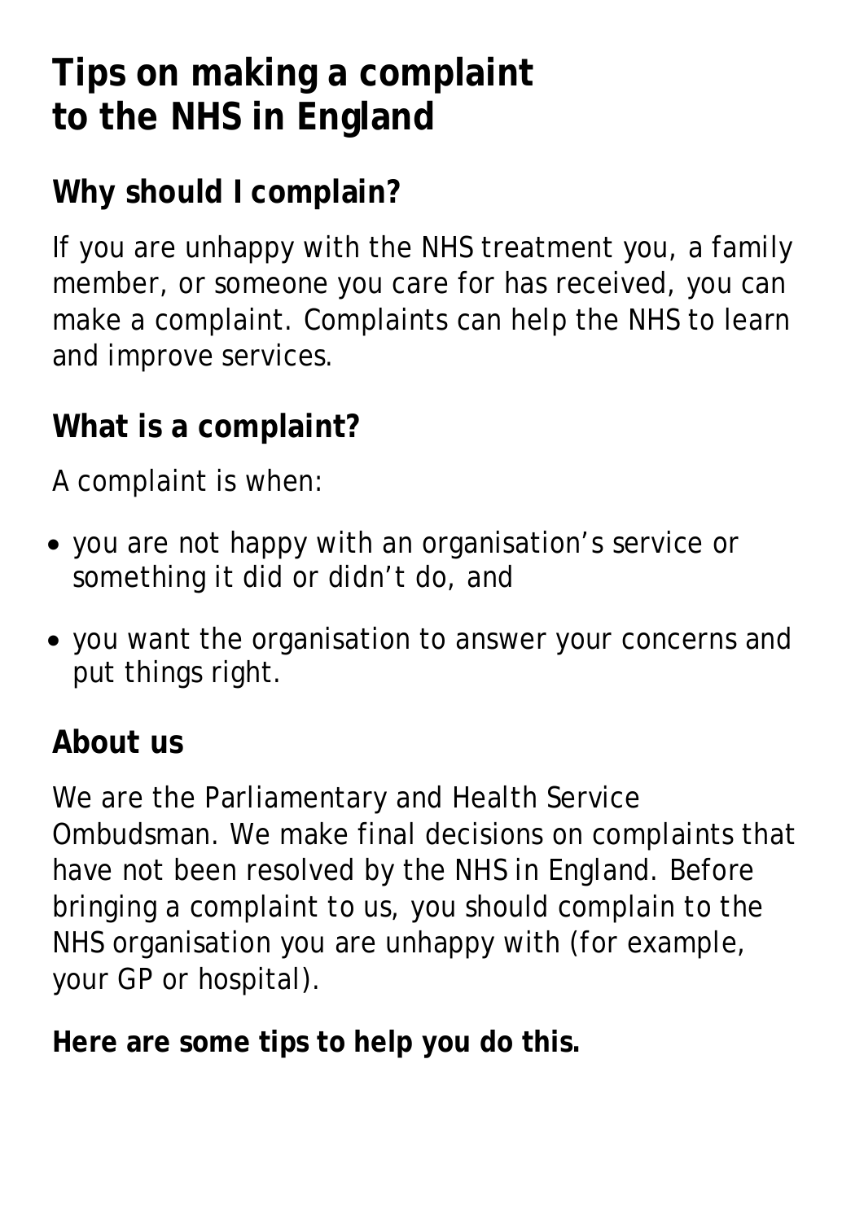# Tips on making a complaint to the NHS in England

## Why should I complain?

If you are unhappy with the NHS treatment you, a family member, or someone you care for has received, you can make a complaint. Complaints can help the NHS to learn and improve services.

## What is a complaint?

A complaint is when:

- you are not happy with an organisation's service or something it did or didn't do, and
- you want the organisation to answer your concerns and put things right.

## About us

We are the Parliamentary and Health Service Ombudsman. We make final decisions on complaints that have not been resolved by the NHS in England. Before bringing a complaint to us, you should complain to the NHS organisation you are unhappy with (for example, your GP or hospital).

**Here are some tips to help you do this.**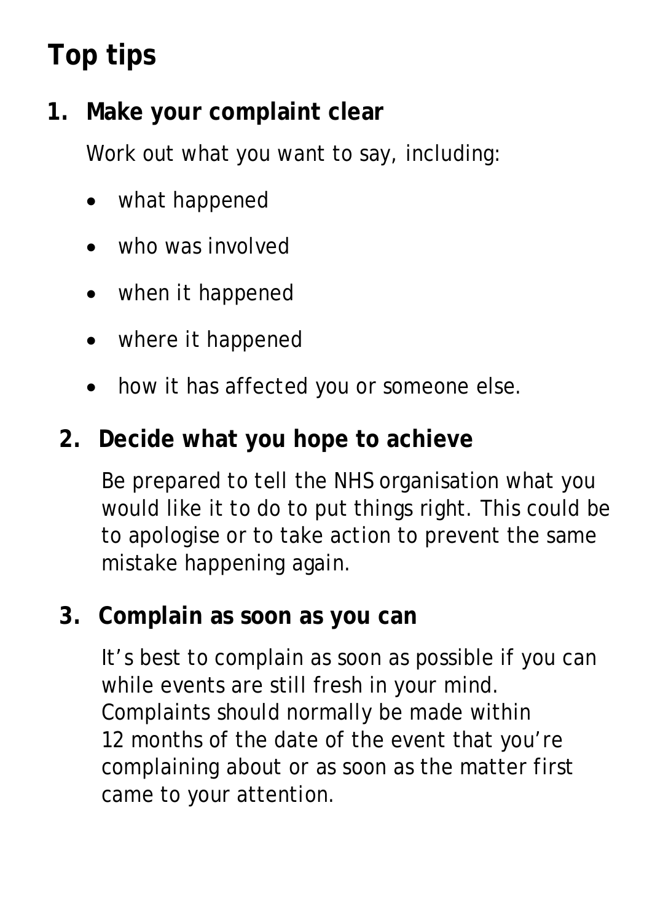# Top tips

## 1. Make your complaint clear

Work out what you want to say, including:

- what happened
- who was involved
- when it happened
- where it happened
- how it has affected you or someone else.

## 2. Decide what you hope to achieve

Be prepared to tell the NHS organisation what you would like it to do to put things right. This could be to apologise or to take action to prevent the same mistake happening again.

## 3. Complain as soon as you can

It's best to complain as soon as possible if you can while events are still fresh in your mind. Complaints should normally be made within 12 months of the date of the event that you're complaining about or as soon as the matter first came to your attention.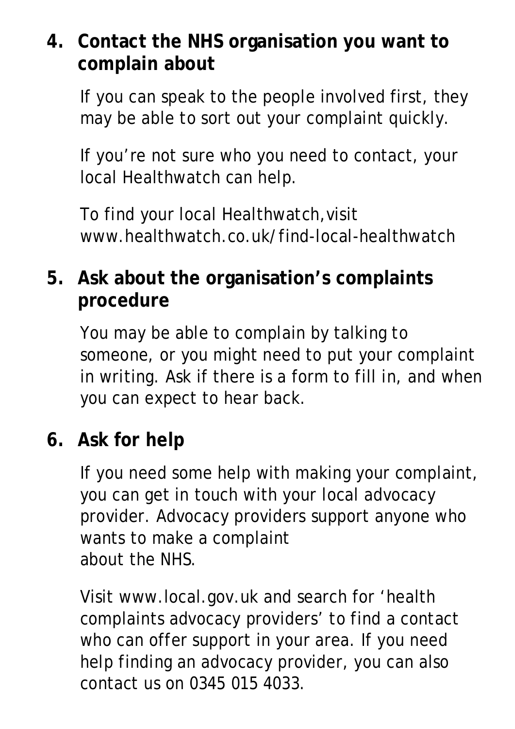## 4. Contact the NHS organisation you want to complain about

If you can speak to the people involved first, they may be able to sort out your complaint quickly.

If you're not sure who you need to contact, your local Healthwatch can help.

To find your local Healthwatch, visit www.healthwatch.co.uk/find-local-healthwatch

## 5. Ask about the organisation's complaints procedure

You may be able to complain by talking to someone, or you might need to put your complaint in writing. Ask if there is a form to fill in, and when you can expect to hear back.

## 6. Ask for help

If you need some help with making your complaint, you can get in touch with your local advocacy provider. Advocacy providers support anyone who wants to make a complaint about the NHS.

Visit www.local.gov.uk and search for 'health complaints advocacy providers' to find a contact who can offer support in your area. If you need help finding an advocacy provider, you can also contact us on 0345 015 4033.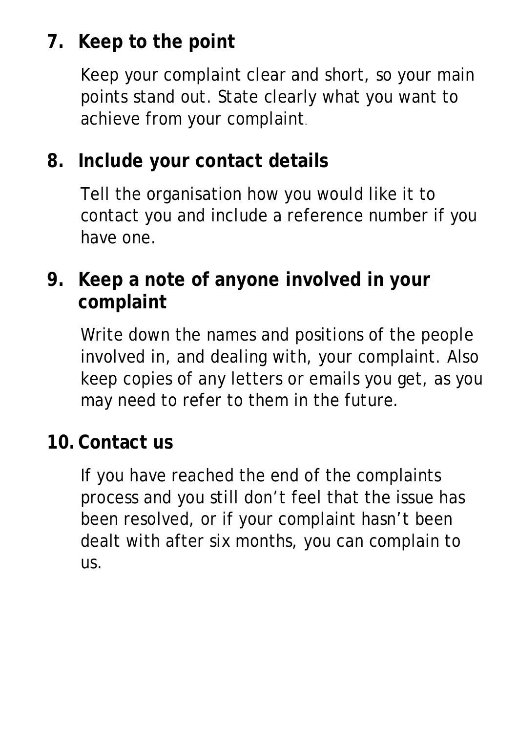## 7. Keep to the point

Keep your complaint clear and short, so your main points stand out. State clearly what you want to achieve from your complaint.

## 8. Include your contact details

Tell the organisation how you would like it to contact you and include a reference number if you have one.

## 9. Keep a note of anyone involved in your complaint

Write down the names and positions of the people involved in, and dealing with, your complaint. Also keep copies of any letters or emails you get, as you may need to refer to them in the future.

## 10. Contact us

If you have reached the end of the complaints process and you still don't feel that the issue has been resolved, or if your complaint hasn't been dealt with after six months, you can complain to us.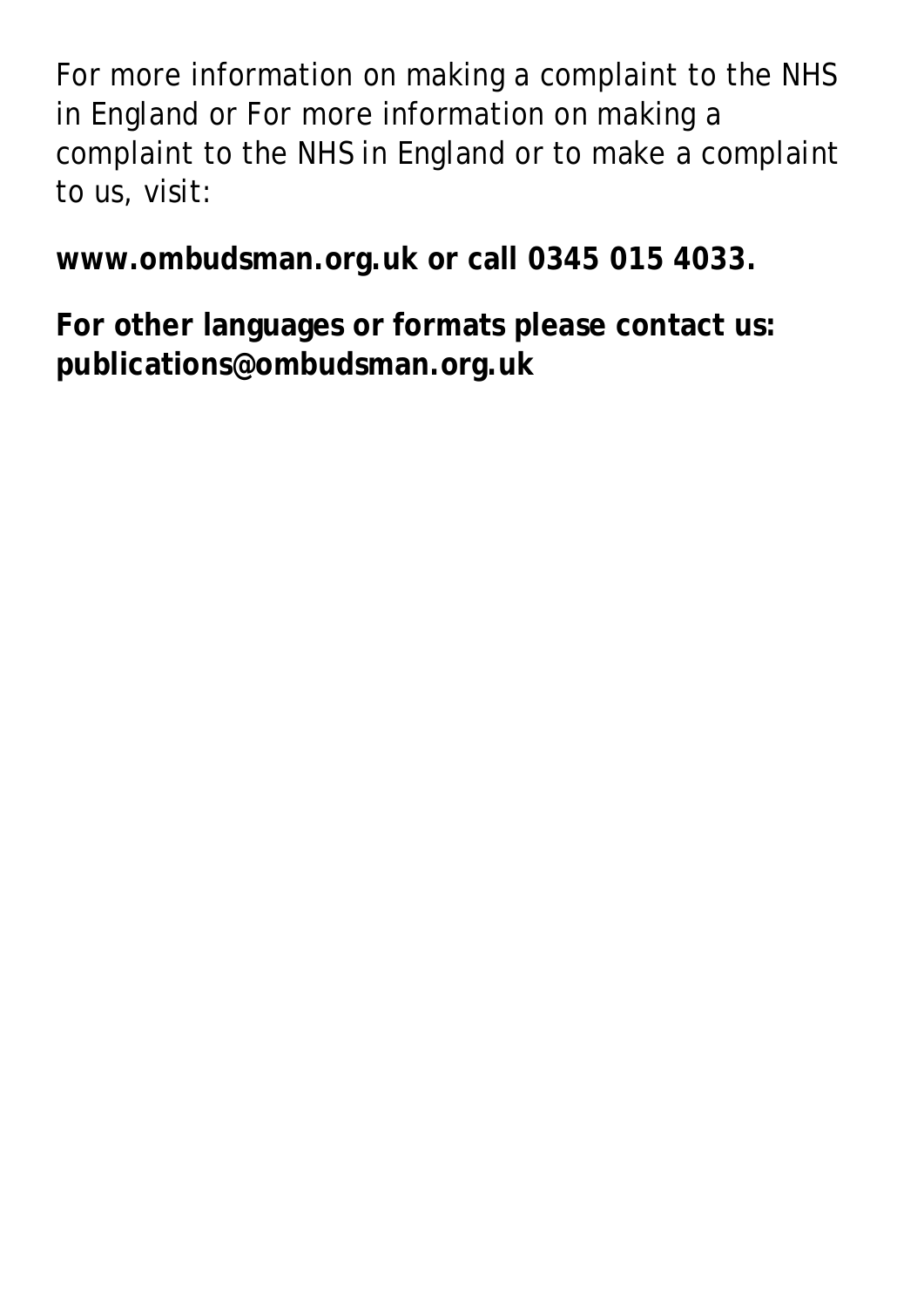For more information on making a complaint to the NHS in England or For more information on making a complaint to the NHS in England or to make a complaint to us, visit:

**www.ombudsman.org.uk or call 0345 015 4033.**

**For other languages or formats please contact us: publications@ombudsman.org.uk**